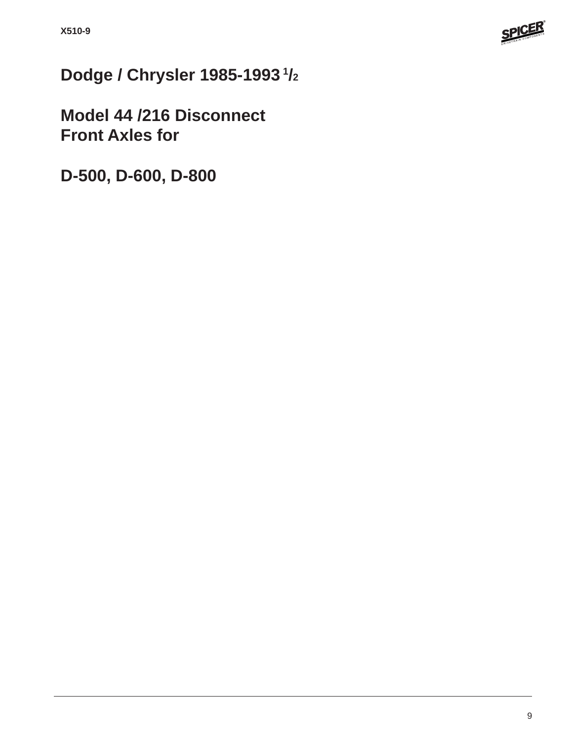# Dodge / Chrysler 1985-1993 1/2

# Model 44 /216 Disconnect Front Axles for

# D-500, D-600, D-800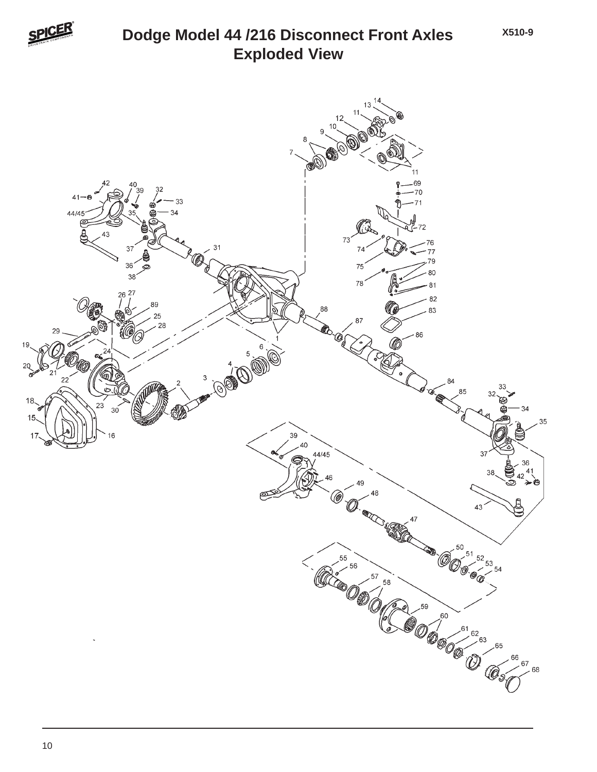# Dodge Model 44 /216 Disconnect Front Axles
## Exploded View

X510-9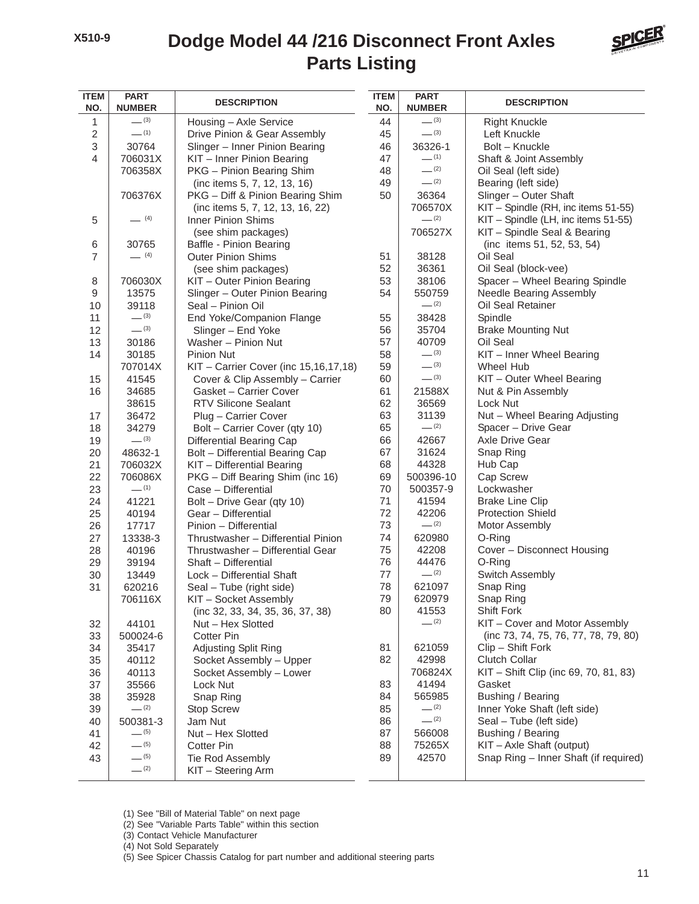# Dodge Model 44 /216 Disconnect Front Axles Parts Listing

X510-9

| ITEM NO. | PART NUMBER | DESCRIPTION |
|---|---|---|
| 1 | — (3) | Housing – Axle Service |
| 2 | — (1) | Drive Pinion & Gear Assembly |
| 3 | 30764 | Slinger – Inner Pinion Bearing |
| 4 | 706031X | KIT – Inner Pinion Bearing |
| | 706358X | PKG – Pinion Bearing Shim (inc items 5, 7, 12, 13, 16) |
| | 706376X | PKG – Diff & Pinion Bearing Shim (inc items 5, 7, 12, 13, 16, 22) |
| 5 | — (4) | Inner Pinion Shims (see shim packages) |
| 6 | 30765 | Baffle - Pinion Bearing |
| 7 | — (4) | Outer Pinion Shims (see shim packages) |
| 8 | 706030X | KIT – Outer Pinion Bearing |
| 9 | 13575 | Slinger – Outer Pinion Bearing |
| 10 | 39118 | Seal – Pinion Oil |
| 11 | — (3) | End Yoke/Companion Flange |
| 12 | — (3) | Slinger – End Yoke |
| 13 | 30186 | Washer – Pinion Nut |
| 14 | 30185 | Pinion Nut |
| | 707014X | KIT – Carrier Cover (inc 15,16,17,18) |
| 15 | 41545 | Cover & Clip Assembly – Carrier |
| 16 | 34685 | Gasket – Carrier Cover |
| | 38615 | RTV Silicone Sealant |
| 17 | 36472 | Plug – Carrier Cover |
| 18 | 34279 | Bolt – Carrier Cover (qty 10) |
| 19 | — (3) | Differential Bearing Cap |
| 20 | 48632-1 | Bolt – Differential Bearing Cap |
| 21 | 706032X | KIT – Differential Bearing |
| 22 | 706086X | PKG – Diff Bearing Shim (inc 16) |
| 23 | — (1) | Case – Differential |
| 24 | 41221 | Bolt – Drive Gear (qty 10) |
| 25 | 40194 | Gear – Differential |
| 26 | 17717 | Pinion – Differential |
| 27 | 13338-3 | Thrustwasher – Differential Pinion |
| 28 | 40196 | Thrustwasher – Differential Gear |
| 29 | 39194 | Shaft – Differential |
| 30 | 13449 | Lock – Differential Shaft |
| 31 | 620216 | Seal – Tube (right side) |
| | 706116X | KIT – Socket Assembly (inc 32, 33, 34, 35, 36, 37, 38) |
| 32 | 44101 | Nut – Hex Slotted |
| 33 | 500024-6 | Cotter Pin |
| 34 | 35417 | Adjusting Split Ring |
| 35 | 40112 | Socket Assembly – Upper |
| 36 | 40113 | Socket Assembly – Lower |
| 37 | 35566 | Lock Nut |
| 38 | 35928 | Snap Ring |
| 39 | — (2) | Stop Screw |
| 40 | 500381-3 | Jam Nut |
| 41 | — (5) | Nut – Hex Slotted |
| 42 | — (5) | Cotter Pin |
| 43 | — (5) | Tie Rod Assembly |
| | — (2) | KIT – Steering Arm |
| 44 | — (3) | Right Knuckle |
| 45 | — (3) | Left Knuckle |
| 46 | 36326-1 | Bolt – Knuckle |
| 47 | — (1) | Shaft & Joint Assembly |
| 48 | — (2) | Oil Seal (left side) |
| 49 | — (2) | Bearing (left side) |
| 50 | 36364 | Slinger – Outer Shaft |
| | 706570X | KIT – Spindle (RH, inc items 51-55) |
| | — (2) | KIT – Spindle (LH, inc items 51-55) |
| | 706527X | KIT – Spindle Seal & Bearing (inc items 51, 52, 53, 54) |
| 51 | 38128 | Oil Seal |
| 52 | 36361 | Oil Seal (block-vee) |
| 53 | 38106 | Spacer – Wheel Bearing Spindle |
| 54 | 550759 | Needle Bearing Assembly |
| | — (2) | Oil Seal Retainer |
| 55 | 38428 | Spindle |
| 56 | 35704 | Brake Mounting Nut |
| 57 | 40709 | Oil Seal |
| 58 | — (3) | KIT – Inner Wheel Bearing |
| 59 | — (3) | Wheel Hub |
| 60 | — (3) | KIT – Outer Wheel Bearing |
| 61 | 21588X | Nut & Pin Assembly |
| 62 | 36569 | Lock Nut |
| 63 | 31139 | Nut – Wheel Bearing Adjusting |
| 65 | — (2) | Spacer – Drive Gear |
| 66 | 42667 | Axle Drive Gear |
| 67 | 31624 | Snap Ring |
| 68 | 44328 | Hub Cap |
| 69 | 500396-10 | Cap Screw |
| 70 | 500357-9 | Lockwasher |
| 71 | 41594 | Brake Line Clip |
| 72 | 42206 | Protection Shield |
| 73 | — (2) | Motor Assembly |
| 74 | 620980 | O-Ring |
| 75 | 42208 | Cover – Disconnect Housing |
| 76 | 44476 | O-Ring |
| 77 | — (2) | Switch Assembly |
| 78 | 621097 | Snap Ring |
| 79 | 620979 | Snap Ring |
| 80 | 41553 | Shift Fork |
| | — (2) | KIT – Cover and Motor Assembly (inc 73, 74, 75, 76, 77, 78, 79, 80) |
| 81 | 621059 | Clip – Shift Fork |
| 82 | 42998 | Clutch Collar |
| | 706824X | KIT – Shift Clip (inc 69, 70, 81, 83) |
| 83 | 41494 | Gasket |
| 84 | 565985 | Bushing / Bearing |
| 85 | — (2) | Inner Yoke Shaft (left side) |
| 86 | — (2) | Seal – Tube (left side) |
| 87 | 566008 | Bushing / Bearing |
| 88 | 75265X | KIT – Axle Shaft (output) |
| 89 | 42570 | Snap Ring – Inner Shaft (if required) |

(1) See "Bill of Material Table" on next page
(2) See "Variable Parts Table" within this section
(3) Contact Vehicle Manufacturer
(4) Not Sold Separately
(5) See Spicer Chassis Catalog for part number and additional steering parts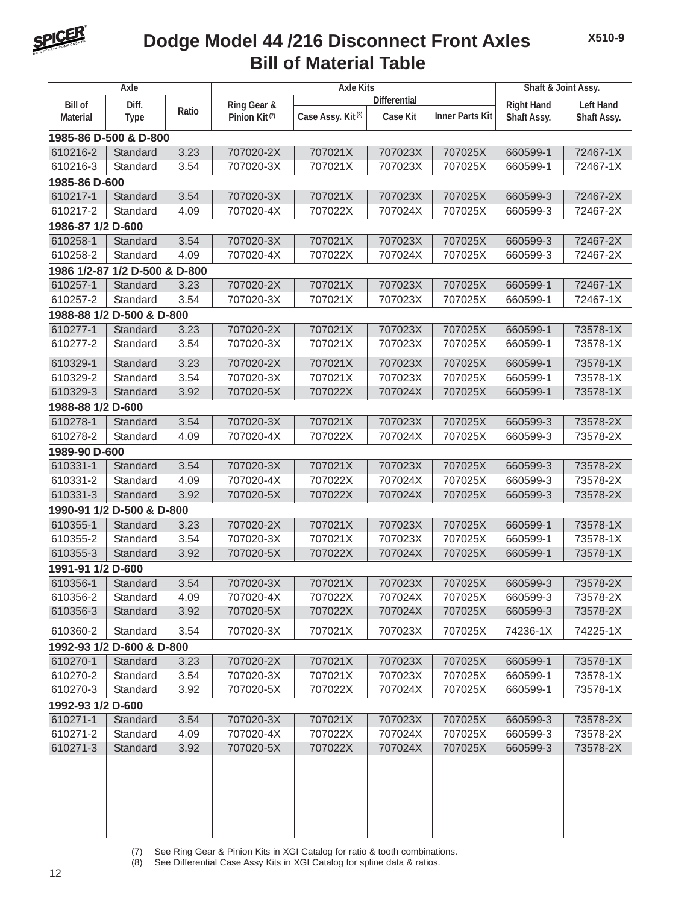# Dodge Model 44 /216 Disconnect Front Axles
# Bill of Material Table

X510-9

| Axle | | | Axle Kits | | | | Shaft & Joint Assy. | |
|---|---|---|---|---|---|---|---|---|
| | | | | Differential | | | | |
| Bill of Material | Diff. Type | Ratio | Ring Gear & Pinion Kit (7) | Case Assy. Kit (8) | Case Kit | Inner Parts Kit | Right Hand Shaft Assy. | Left Hand Shaft Assy. |
| **1985-86 D-500 & D-800** | | | | | | | | |
| 610216-2 | Standard | 3.23 | 707020-2X | 707021X | 707023X | 707025X | 660599-1 | 72467-1X |
| 610216-3 | Standard | 3.54 | 707020-3X | 707021X | 707023X | 707025X | 660599-1 | 72467-1X |
| **1985-86 D-600** | | | | | | | | |
| 610217-1 | Standard | 3.54 | 707020-3X | 707021X | 707023X | 707025X | 660599-3 | 72467-2X |
| 610217-2 | Standard | 4.09 | 707020-4X | 707022X | 707024X | 707025X | 660599-3 | 72467-2X |
| **1986-87 1/2 D-600** | | | | | | | | |
| 610258-1 | Standard | 3.54 | 707020-3X | 707021X | 707023X | 707025X | 660599-3 | 72467-2X |
| 610258-2 | Standard | 4.09 | 707020-4X | 707022X | 707024X | 707025X | 660599-3 | 72467-2X |
| **1986 1/2-87 1/2 D-500 & D-800** | | | | | | | | |
| 610257-1 | Standard | 3.23 | 707020-2X | 707021X | 707023X | 707025X | 660599-1 | 72467-1X |
| 610257-2 | Standard | 3.54 | 707020-3X | 707021X | 707023X | 707025X | 660599-1 | 72467-1X |
| **1988-88 1/2 D-500 & D-800** | | | | | | | | |
| 610277-1 | Standard | 3.23 | 707020-2X | 707021X | 707023X | 707025X | 660599-1 | 73578-1X |
| 610277-2 | Standard | 3.54 | 707020-3X | 707021X | 707023X | 707025X | 660599-1 | 73578-1X |
| 610329-1 | Standard | 3.23 | 707020-2X | 707021X | 707023X | 707025X | 660599-1 | 73578-1X |
| 610329-2 | Standard | 3.54 | 707020-3X | 707021X | 707023X | 707025X | 660599-1 | 73578-1X |
| 610329-3 | Standard | 3.92 | 707020-5X | 707022X | 707024X | 707025X | 660599-1 | 73578-1X |
| **1988-88 1/2 D-600** | | | | | | | | |
| 610278-1 | Standard | 3.54 | 707020-3X | 707021X | 707023X | 707025X | 660599-3 | 73578-2X |
| 610278-2 | Standard | 4.09 | 707020-4X | 707022X | 707024X | 707025X | 660599-3 | 73578-2X |
| **1989-90 D-600** | | | | | | | | |
| 610331-1 | Standard | 3.54 | 707020-3X | 707021X | 707023X | 707025X | 660599-3 | 73578-2X |
| 610331-2 | Standard | 4.09 | 707020-4X | 707022X | 707024X | 707025X | 660599-3 | 73578-2X |
| 610331-3 | Standard | 3.92 | 707020-5X | 707022X | 707024X | 707025X | 660599-3 | 73578-2X |
| **1990-91 1/2 D-500 & D-800** | | | | | | | | |
| 610355-1 | Standard | 3.23 | 707020-2X | 707021X | 707023X | 707025X | 660599-1 | 73578-1X |
| 610355-2 | Standard | 3.54 | 707020-3X | 707021X | 707023X | 707025X | 660599-1 | 73578-1X |
| 610355-3 | Standard | 3.92 | 707020-5X | 707022X | 707024X | 707025X | 660599-1 | 73578-1X |
| **1991-91 1/2 D-600** | | | | | | | | |
| 610356-1 | Standard | 3.54 | 707020-3X | 707021X | 707023X | 707025X | 660599-3 | 73578-2X |
| 610356-2 | Standard | 4.09 | 707020-4X | 707022X | 707024X | 707025X | 660599-3 | 73578-2X |
| 610356-3 | Standard | 3.92 | 707020-5X | 707022X | 707024X | 707025X | 660599-3 | 73578-2X |
| 610360-2 | Standard | 3.54 | 707020-3X | 707021X | 707023X | 707025X | 74236-1X | 74225-1X |
| **1992-93 1/2 D-600 & D-800** | | | | | | | | |
| 610270-1 | Standard | 3.23 | 707020-2X | 707021X | 707023X | 707025X | 660599-1 | 73578-1X |
| 610270-2 | Standard | 3.54 | 707020-3X | 707021X | 707023X | 707025X | 660599-1 | 73578-1X |
| 610270-3 | Standard | 3.92 | 707020-5X | 707022X | 707024X | 707025X | 660599-1 | 73578-1X |
| **1992-93 1/2 D-600** | | | | | | | | |
| 610271-1 | Standard | 3.54 | 707020-3X | 707021X | 707023X | 707025X | 660599-3 | 73578-2X |
| 610271-2 | Standard | 4.09 | 707020-4X | 707022X | 707024X | 707025X | 660599-3 | 73578-2X |
| 610271-3 | Standard | 3.92 | 707020-5X | 707022X | 707024X | 707025X | 660599-3 | 73578-2X |

(7) See Ring Gear & Pinion Kits in XGI Catalog for ratio & tooth combinations.
(8) See Differential Case Assy Kits in XGI Catalog for spline data & ratios.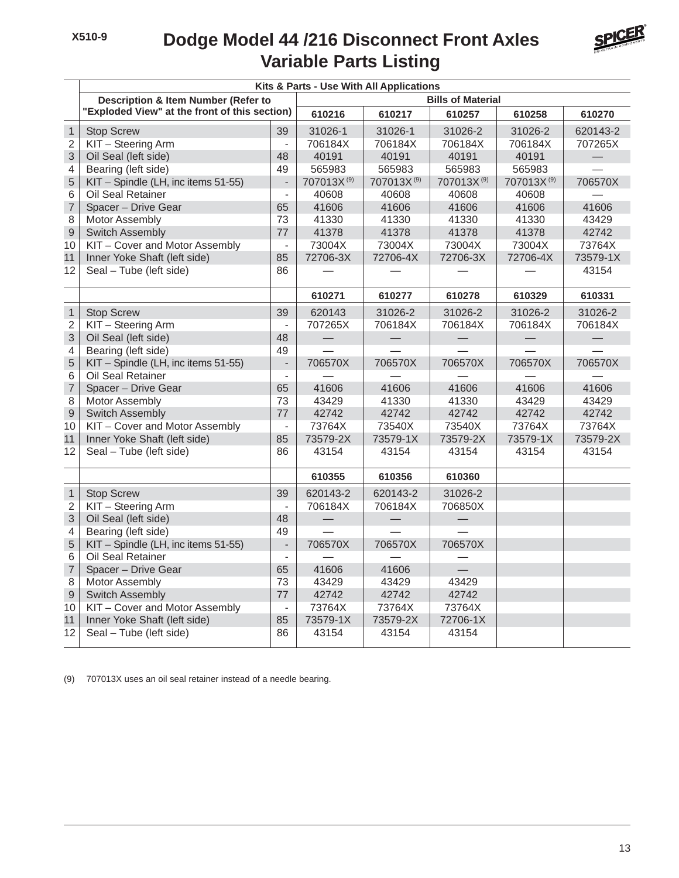# Dodge Model 44 /216 Disconnect Front Axles Variable Parts Listing

| | Kits & Parts - Use With All Applications | | | | | | |
|---|---|---|---|---|---|---|---|
| | Description & Item Number (Refer to "Exploded View" at the front of this section) | | Bills of Material | | | | |
| | | | 610216 | 610217 | 610257 | 610258 | 610270 |
| 1 | Stop Screw | 39 | 31026-1 | 31026-1 | 31026-2 | 31026-2 | 620143-2 |
| 2 | KIT – Steering Arm | - | 706184X | 706184X | 706184X | 706184X | 707265X |
| 3 | Oil Seal (left side) | 48 | 40191 | 40191 | 40191 | 40191 | — |
| 4 | Bearing (left side) | 49 | 565983 | 565983 | 565983 | 565983 | — |
| 5 | KIT – Spindle (LH, inc items 51-55) | - | 707013X (9) | 707013X (9) | 707013X (9) | 707013X (9) | 706570X |
| 6 | Oil Seal Retainer | - | 40608 | 40608 | 40608 | 40608 | — |
| 7 | Spacer – Drive Gear | 65 | 41606 | 41606 | 41606 | 41606 | 41606 |
| 8 | Motor Assembly | 73 | 41330 | 41330 | 41330 | 41330 | 43429 |
| 9 | Switch Assembly | 77 | 41378 | 41378 | 41378 | 41378 | 42742 |
| 10 | KIT – Cover and Motor Assembly | - | 73004X | 73004X | 73004X | 73004X | 73764X |
| 11 | Inner Yoke Shaft (left side) | 85 | 72706-3X | 72706-4X | 72706-3X | 72706-4X | 73579-1X |
| 12 | Seal – Tube (left side) | 86 | — | — | — | — | 43154 |
| | | | 610271 | 610277 | 610278 | 610329 | 610331 |
| 1 | Stop Screw | 39 | 620143 | 31026-2 | 31026-2 | 31026-2 | 31026-2 |
| 2 | KIT – Steering Arm | - | 707265X | 706184X | 706184X | 706184X | 706184X |
| 3 | Oil Seal (left side) | 48 | — | — | — | — | — |
| 4 | Bearing (left side) | 49 | — | — | — | — | — |
| 5 | KIT – Spindle (LH, inc items 51-55) | - | 706570X | 706570X | 706570X | 706570X | 706570X |
| 6 | Oil Seal Retainer | - | — | — | — | — | — |
| 7 | Spacer – Drive Gear | 65 | 41606 | 41606 | 41606 | 41606 | 41606 |
| 8 | Motor Assembly | 73 | 43429 | 41330 | 41330 | 43429 | 43429 |
| 9 | Switch Assembly | 77 | 42742 | 42742 | 42742 | 42742 | 42742 |
| 10 | KIT – Cover and Motor Assembly | - | 73764X | 73540X | 73540X | 73764X | 73764X |
| 11 | Inner Yoke Shaft (left side) | 85 | 73579-2X | 73579-1X | 73579-2X | 73579-1X | 73579-2X |
| 12 | Seal – Tube (left side) | 86 | 43154 | 43154 | 43154 | 43154 | 43154 |
| | | | 610355 | 610356 | 610360 | | |
| 1 | Stop Screw | 39 | 620143-2 | 620143-2 | 31026-2 | | |
| 2 | KIT – Steering Arm | - | 706184X | 706184X | 706850X | | |
| 3 | Oil Seal (left side) | 48 | — | — | — | | |
| 4 | Bearing (left side) | 49 | — | — | — | | |
| 5 | KIT – Spindle (LH, inc items 51-55) | - | 706570X | 706570X | 706570X | | |
| 6 | Oil Seal Retainer | - | — | — | — | | |
| 7 | Spacer – Drive Gear | 65 | 41606 | 41606 | — | | |
| 8 | Motor Assembly | 73 | 43429 | 43429 | 43429 | | |
| 9 | Switch Assembly | 77 | 42742 | 42742 | 42742 | | |
| 10 | KIT – Cover and Motor Assembly | - | 73764X | 73764X | 73764X | | |
| 11 | Inner Yoke Shaft (left side) | 85 | 73579-1X | 73579-2X | 72706-1X | | |
| 12 | Seal – Tube (left side) | 86 | 43154 | 43154 | 43154 | | |

(9) 707013X uses an oil seal retainer instead of a needle bearing.